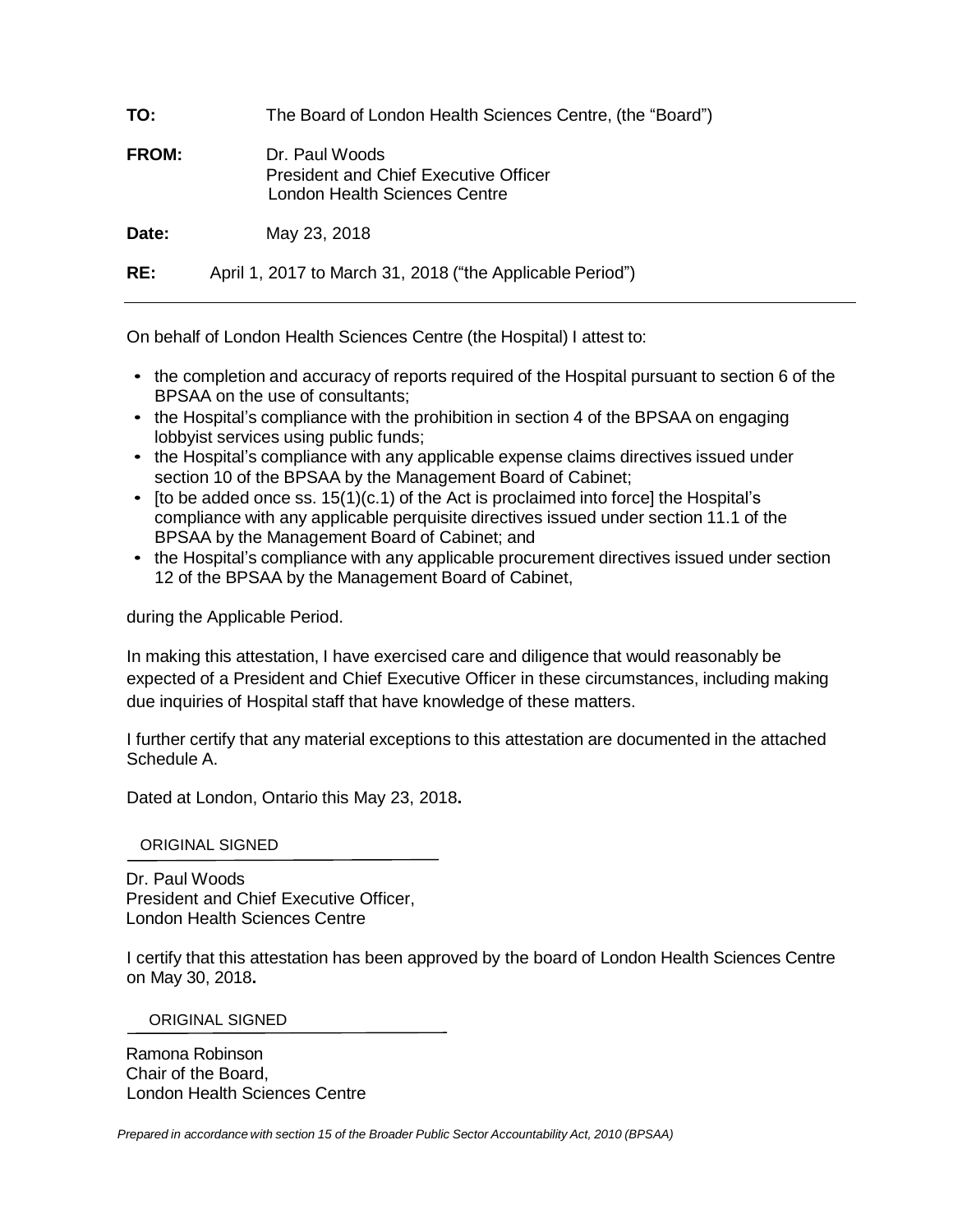**TO:** The Board of London Health Sciences Centre, (the "Board")

**FROM:** Dr. Paul Woods
President and Chief Executive Officer
London Health Sciences Centre

**Date:** May 23, 2018

**RE:** April 1, 2017 to March 31, 2018 ("the Applicable Period")

---

On behalf of London Health Sciences Centre (the Hospital) I attest to:

- the completion and accuracy of reports required of the Hospital pursuant to section 6 of the BPSAA on the use of consultants;
- the Hospital's compliance with the prohibition in section 4 of the BPSAA on engaging lobbyist services using public funds;
- the Hospital's compliance with any applicable expense claims directives issued under section 10 of the BPSAA by the Management Board of Cabinet;
- [to be added once ss. 15(1)(c.1) of the Act is proclaimed into force] the Hospital's compliance with any applicable perquisite directives issued under section 11.1 of the BPSAA by the Management Board of Cabinet; and
- the Hospital's compliance with any applicable procurement directives issued under section 12 of the BPSAA by the Management Board of Cabinet,

during the Applicable Period.

In making this attestation, I have exercised care and diligence that would reasonably be expected of a President and Chief Executive Officer in these circumstances, including making due inquiries of Hospital staff that have knowledge of these matters.

I further certify that any material exceptions to this attestation are documented in the attached Schedule A.

Dated at London, Ontario this May 23, 2018**.**

ORIGINAL SIGNED

Dr. Paul Woods
President and Chief Executive Officer,
London Health Sciences Centre

I certify that this attestation has been approved by the board of London Health Sciences Centre on May 30, 2018**.**

ORIGINAL SIGNED

Ramona Robinson
Chair of the Board,
London Health Sciences Centre

*Prepared in accordance with section 15 of the Broader Public Sector Accountability Act, 2010 (BPSAA)*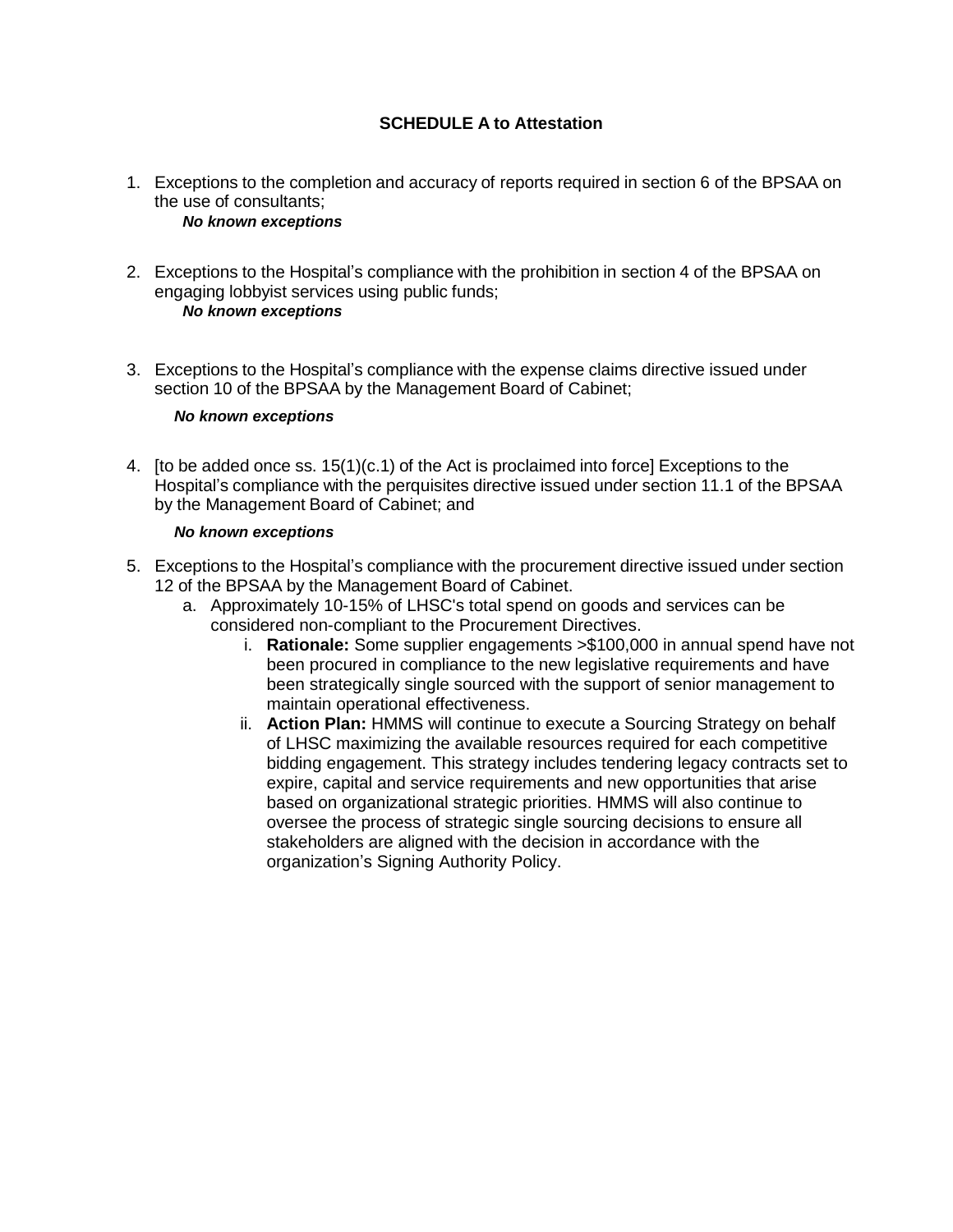**SCHEDULE A to Attestation**

1. Exceptions to the completion and accuracy of reports required in section 6 of the BPSAA on the use of consultants;
   ***No known exceptions***

2. Exceptions to the Hospital's compliance with the prohibition in section 4 of the BPSAA on engaging lobbyist services using public funds;
   ***No known exceptions***

3. Exceptions to the Hospital's compliance with the expense claims directive issued under section 10 of the BPSAA by the Management Board of Cabinet;

   ***No known exceptions***

4. [to be added once ss. 15(1)(c.1) of the Act is proclaimed into force] Exceptions to the Hospital's compliance with the perquisites directive issued under section 11.1 of the BPSAA by the Management Board of Cabinet; and

   ***No known exceptions***

5. Exceptions to the Hospital's compliance with the procurement directive issued under section 12 of the BPSAA by the Management Board of Cabinet.
   a. Approximately 10-15% of LHSC's total spend on goods and services can be considered non-compliant to the Procurement Directives.
      i. **Rationale:** Some supplier engagements >$100,000 in annual spend have not been procured in compliance to the new legislative requirements and have been strategically single sourced with the support of senior management to maintain operational effectiveness.
      ii. **Action Plan:** HMMS will continue to execute a Sourcing Strategy on behalf of LHSC maximizing the available resources required for each competitive bidding engagement. This strategy includes tendering legacy contracts set to expire, capital and service requirements and new opportunities that arise based on organizational strategic priorities. HMMS will also continue to oversee the process of strategic single sourcing decisions to ensure all stakeholders are aligned with the decision in accordance with the organization's Signing Authority Policy.